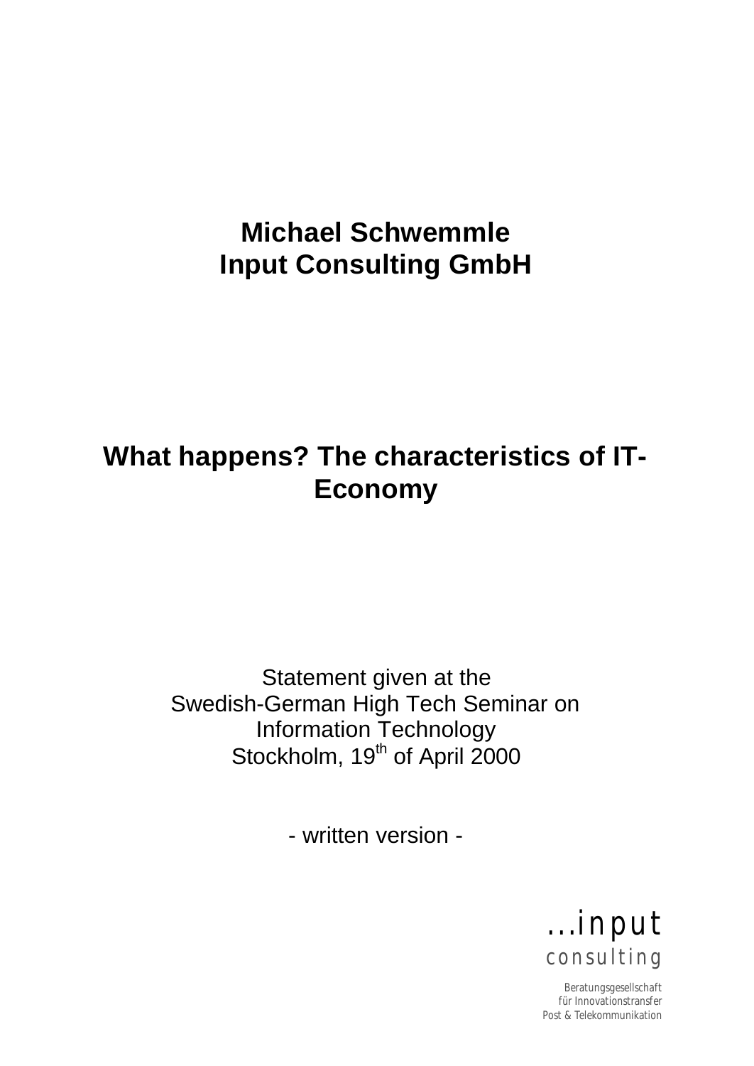**Michael Schwemmle**
**Input Consulting GmbH**

# What happens? The characteristics of IT-Economy

Statement given at the
Swedish-German High Tech Seminar on
Information Technology
Stockholm, 19th of April 2000

- written version -

...input
consulting

Beratungsgesellschaft
für Innovationstransfer
Post & Telekommunikation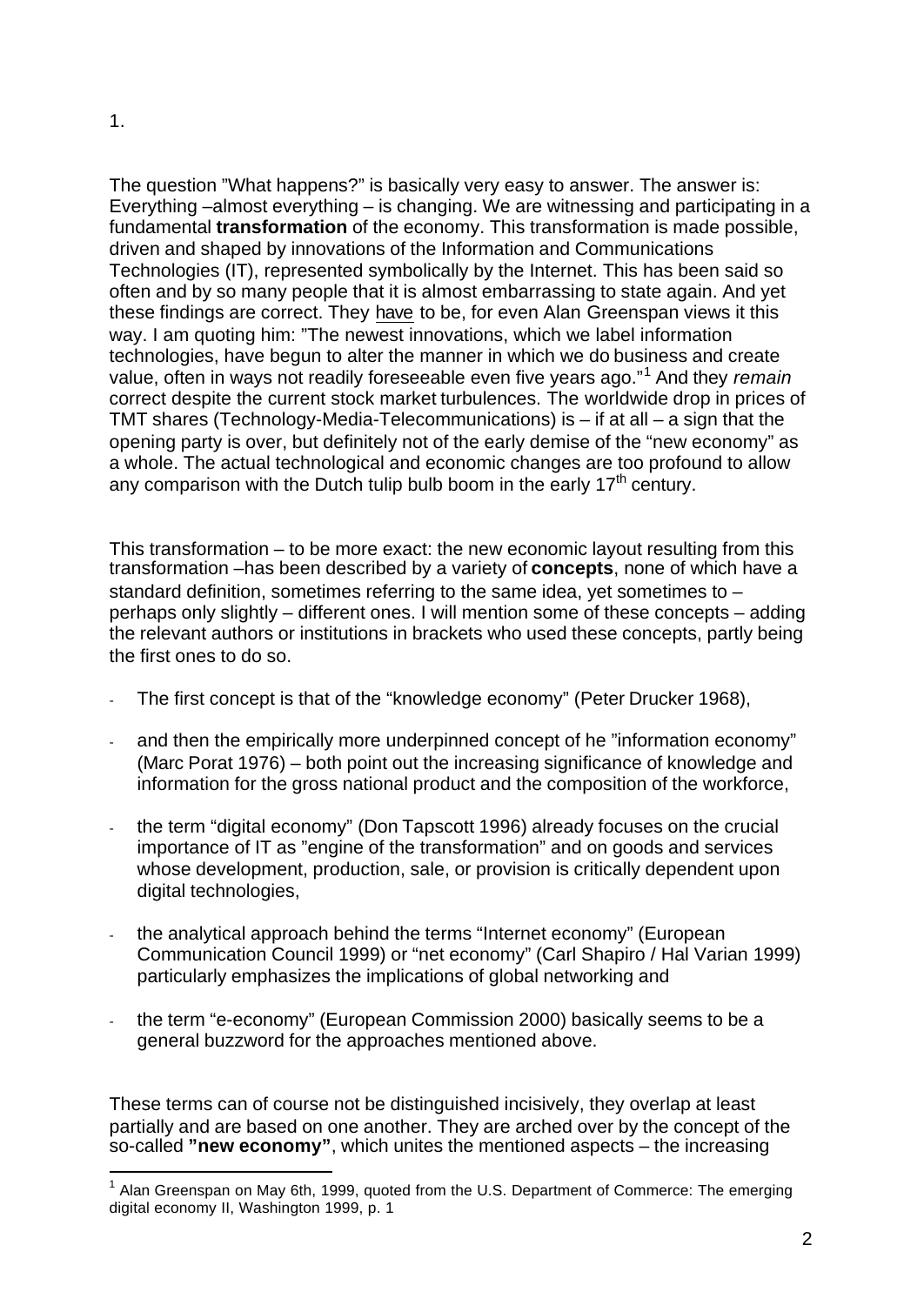1.

The question "What happens?" is basically very easy to answer. The answer is: Everything –almost everything – is changing. We are witnessing and participating in a fundamental **transformation** of the economy. This transformation is made possible, driven and shaped by innovations of the Information and Communications Technologies (IT), represented symbolically by the Internet. This has been said so often and by so many people that it is almost embarrassing to state again. And yet these findings are correct. They have to be, for even Alan Greenspan views it this way. I am quoting him: "The newest innovations, which we label information technologies, have begun to alter the manner in which we do business and create value, often in ways not readily foreseeable even five years ago."[1] And they *remain* correct despite the current stock market turbulences. The worldwide drop in prices of TMT shares (Technology-Media-Telecommunications) is – if at all – a sign that the opening party is over, but definitely not of the early demise of the "new economy" as a whole. The actual technological and economic changes are too profound to allow any comparison with the Dutch tulip bulb boom in the early 17th century.

This transformation – to be more exact: the new economic layout resulting from this transformation –has been described by a variety of **concepts**, none of which have a standard definition, sometimes referring to the same idea, yet sometimes to – perhaps only slightly – different ones. I will mention some of these concepts – adding the relevant authors or institutions in brackets who used these concepts, partly being the first ones to do so.

- The first concept is that of the "knowledge economy" (Peter Drucker 1968),
- and then the empirically more underpinned concept of he "information economy" (Marc Porat 1976) – both point out the increasing significance of knowledge and information for the gross national product and the composition of the workforce,
- the term "digital economy" (Don Tapscott 1996) already focuses on the crucial importance of IT as "engine of the transformation" and on goods and services whose development, production, sale, or provision is critically dependent upon digital technologies,
- the analytical approach behind the terms "Internet economy" (European Communication Council 1999) or "net economy" (Carl Shapiro / Hal Varian 1999) particularly emphasizes the implications of global networking and
- the term "e-economy" (European Commission 2000) basically seems to be a general buzzword for the approaches mentioned above.

These terms can of course not be distinguished incisively, they overlap at least partially and are based on one another. They are arched over by the concept of the so-called **"new economy"**, which unites the mentioned aspects – the increasing

[1] Alan Greenspan on May 6th, 1999, quoted from the U.S. Department of Commerce: The emerging digital economy II, Washington 1999, p. 1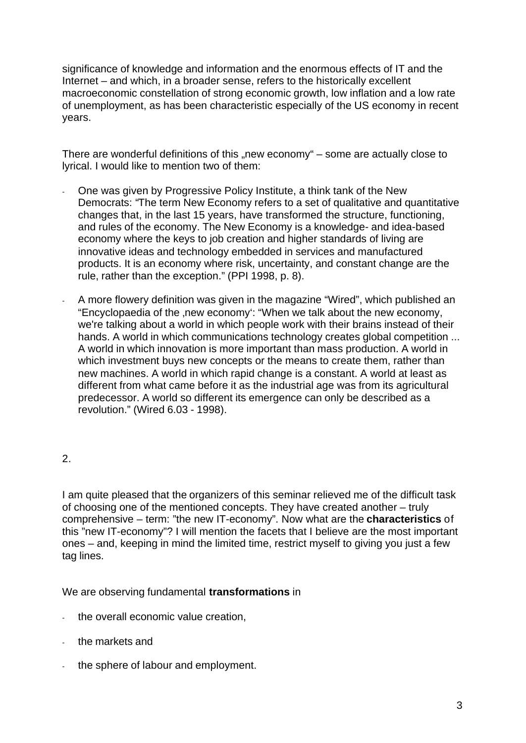significance of knowledge and information and the enormous effects of IT and the Internet – and which, in a broader sense, refers to the historically excellent macroeconomic constellation of strong economic growth, low inflation and a low rate of unemployment, as has been characteristic especially of the US economy in recent years.

There are wonderful definitions of this „new economy" – some are actually close to lyrical. I would like to mention two of them:

- One was given by Progressive Policy Institute, a think tank of the New Democrats: "The term New Economy refers to a set of qualitative and quantitative changes that, in the last 15 years, have transformed the structure, functioning, and rules of the economy. The New Economy is a knowledge- and idea-based economy where the keys to job creation and higher standards of living are innovative ideas and technology embedded in services and manufactured products. It is an economy where risk, uncertainty, and constant change are the rule, rather than the exception." (PPI 1998, p. 8).

- A more flowery definition was given in the magazine "Wired", which published an "Encyclopaedia of the ‚new economy': "When we talk about the new economy, we're talking about a world in which people work with their brains instead of their hands. A world in which communications technology creates global competition ... A world in which innovation is more important than mass production. A world in which investment buys new concepts or the means to create them, rather than new machines. A world in which rapid change is a constant. A world at least as different from what came before it as the industrial age was from its agricultural predecessor. A world so different its emergence can only be described as a revolution." (Wired 6.03 - 1998).

2.

I am quite pleased that the organizers of this seminar relieved me of the difficult task of choosing one of the mentioned concepts. They have created another – truly comprehensive – term: "the new IT-economy". Now what are the **characteristics** of this "new IT-economy"? I will mention the facets that I believe are the most important ones – and, keeping in mind the limited time, restrict myself to giving you just a few tag lines.

We are observing fundamental **transformations** in

- the overall economic value creation,
- the markets and
- the sphere of labour and employment.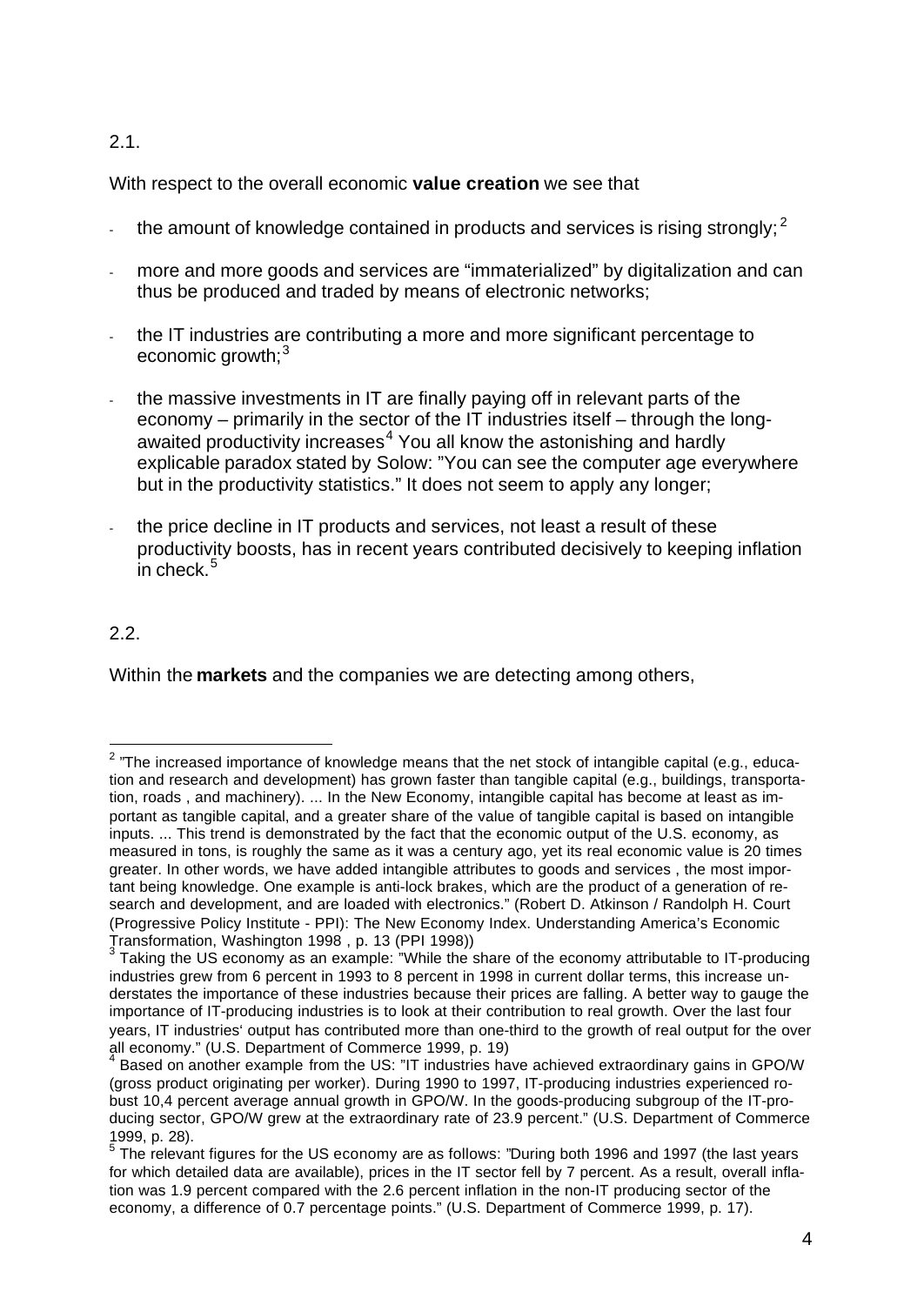2.1.

With respect to the overall economic **value creation** we see that

- the amount of knowledge contained in products and services is rising strongly;[2]
- more and more goods and services are "immaterialized" by digitalization and can thus be produced and traded by means of electronic networks;
- the IT industries are contributing a more and more significant percentage to economic growth;[3]
- the massive investments in IT are finally paying off in relevant parts of the economy – primarily in the sector of the IT industries itself – through the long-awaited productivity increases[4] You all know the astonishing and hardly explicable paradox stated by Solow: "You can see the computer age everywhere but in the productivity statistics." It does not seem to apply any longer;
- the price decline in IT products and services, not least a result of these productivity boosts, has in recent years contributed decisively to keeping inflation in check.[5]

2.2.

Within the **markets** and the companies we are detecting among others,

---

[2] "The increased importance of knowledge means that the net stock of intangible capital (e.g., education and research and development) has grown faster than tangible capital (e.g., buildings, transportation, roads , and machinery). ... In the New Economy, intangible capital has become at least as important as tangible capital, and a greater share of the value of tangible capital is based on intangible inputs. ... This trend is demonstrated by the fact that the economic output of the U.S. economy, as measured in tons, is roughly the same as it was a century ago, yet its real economic value is 20 times greater. In other words, we have added intangible attributes to goods and services , the most important being knowledge. One example is anti-lock brakes, which are the product of a generation of research and development, and are loaded with electronics." (Robert D. Atkinson / Randolph H. Court (Progressive Policy Institute - PPI): The New Economy Index. Understanding America's Economic Transformation, Washington 1998 , p. 13 (PPI 1998))

[3] Taking the US economy as an example: "While the share of the economy attributable to IT-producing industries grew from 6 percent in 1993 to 8 percent in 1998 in current dollar terms, this increase understates the importance of these industries because their prices are falling. A better way to gauge the importance of IT-producing industries is to look at their contribution to real growth. Over the last four years, IT industries' output has contributed more than one-third to the growth of real output for the over all economy." (U.S. Department of Commerce 1999, p. 19)

[4] Based on another example from the US: "IT industries have achieved extraordinary gains in GPO/W (gross product originating per worker). During 1990 to 1997, IT-producing industries experienced robust 10,4 percent average annual growth in GPO/W. In the goods-producing subgroup of the IT-producing sector, GPO/W grew at the extraordinary rate of 23.9 percent." (U.S. Department of Commerce 1999, p. 28).

[5] The relevant figures for the US economy are as follows: "During both 1996 and 1997 (the last years for which detailed data are available), prices in the IT sector fell by 7 percent. As a result, overall inflation was 1.9 percent compared with the 2.6 percent inflation in the non-IT producing sector of the economy, a difference of 0.7 percentage points." (U.S. Department of Commerce 1999, p. 17).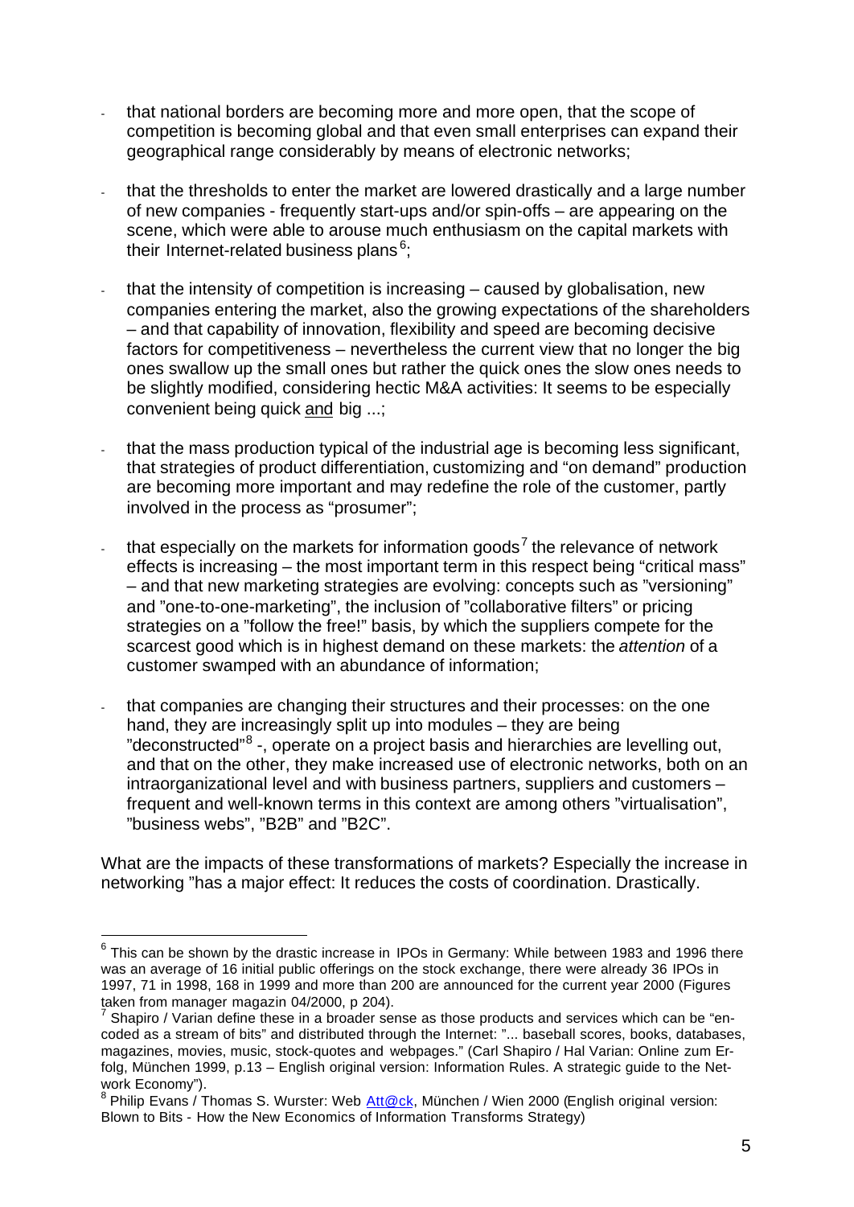- that national borders are becoming more and more open, that the scope of competition is becoming global and that even small enterprises can expand their geographical range considerably by means of electronic networks;

- that the thresholds to enter the market are lowered drastically and a large number of new companies - frequently start-ups and/or spin-offs – are appearing on the scene, which were able to arouse much enthusiasm on the capital markets with their Internet-related business plans[6];

- that the intensity of competition is increasing – caused by globalisation, new companies entering the market, also the growing expectations of the shareholders – and that capability of innovation, flexibility and speed are becoming decisive factors for competitiveness – nevertheless the current view that no longer the big ones swallow up the small ones but rather the quick ones the slow ones needs to be slightly modified, considering hectic M&A activities: It seems to be especially convenient being quick <u>and</u> big ...;

- that the mass production typical of the industrial age is becoming less significant, that strategies of product differentiation, customizing and "on demand" production are becoming more important and may redefine the role of the customer, partly involved in the process as "prosumer";

- that especially on the markets for information goods[7] the relevance of network effects is increasing – the most important term in this respect being "critical mass" – and that new marketing strategies are evolving: concepts such as "versioning" and "one-to-one-marketing", the inclusion of "collaborative filters" or pricing strategies on a "follow the free!" basis, by which the suppliers compete for the scarcest good which is in highest demand on these markets: the *attention* of a customer swamped with an abundance of information;

- that companies are changing their structures and their processes: on the one hand, they are increasingly split up into modules – they are being "deconstructed"[8] -, operate on a project basis and hierarchies are levelling out, and that on the other, they make increased use of electronic networks, both on an intraorganizational level and with business partners, suppliers and customers – frequent and well-known terms in this context are among others "virtualisation", "business webs", "B2B" and "B2C".

What are the impacts of these transformations of markets? Especially the increase in networking "has a major effect: It reduces the costs of coordination. Drastically.

---

[6] This can be shown by the drastic increase in IPOs in Germany: While between 1983 and 1996 there was an average of 16 initial public offerings on the stock exchange, there were already 36 IPOs in 1997, 71 in 1998, 168 in 1999 and more than 200 are announced for the current year 2000 (Figures taken from manager magazin 04/2000, p 204).

[7] Shapiro / Varian define these in a broader sense as those products and services which can be "encoded as a stream of bits" and distributed through the Internet: "... baseball scores, books, databases, magazines, movies, music, stock-quotes and webpages." (Carl Shapiro / Hal Varian: Online zum Erfolg, München 1999, p.13 – English original version: Information Rules. A strategic guide to the Network Economy").

[8] Philip Evans / Thomas S. Wurster: Web Att@ck, München / Wien 2000 (English original version: Blown to Bits - How the New Economics of Information Transforms Strategy)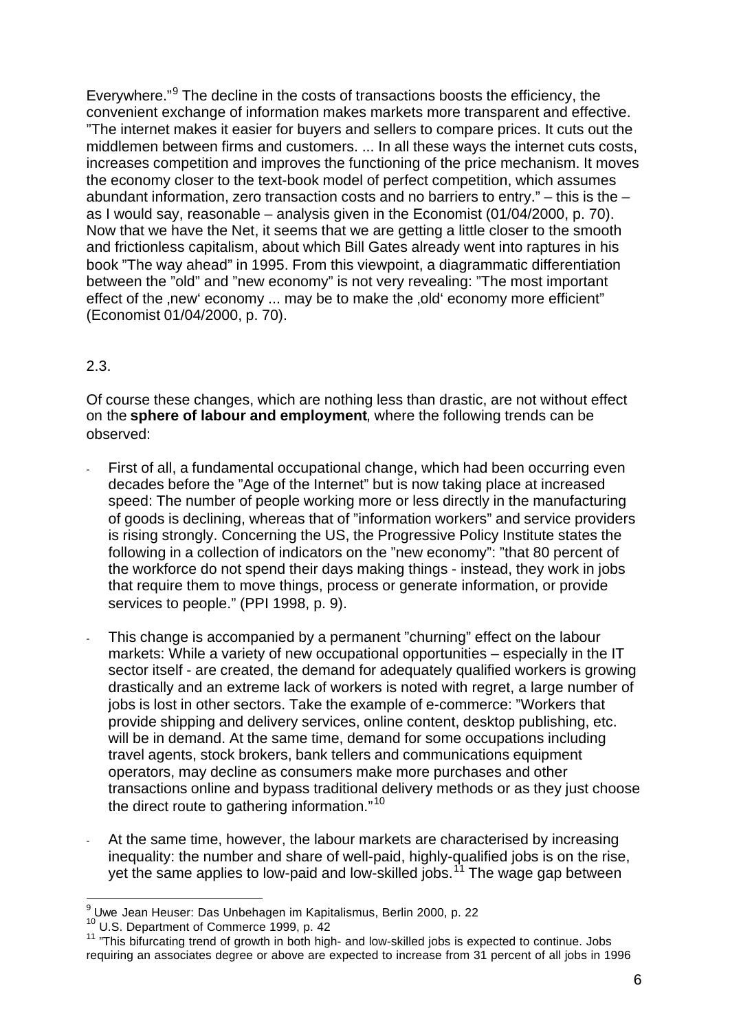Everywhere."[9] The decline in the costs of transactions boosts the efficiency, the convenient exchange of information makes markets more transparent and effective. "The internet makes it easier for buyers and sellers to compare prices. It cuts out the middlemen between firms and customers. ... In all these ways the internet cuts costs, increases competition and improves the functioning of the price mechanism. It moves the economy closer to the text-book model of perfect competition, which assumes abundant information, zero transaction costs and no barriers to entry." – this is the – as I would say, reasonable – analysis given in the Economist (01/04/2000, p. 70). Now that we have the Net, it seems that we are getting a little closer to the smooth and frictionless capitalism, about which Bill Gates already went into raptures in his book "The way ahead" in 1995. From this viewpoint, a diagrammatic differentiation between the "old" and "new economy" is not very revealing: "The most important effect of the ‚new' economy ... may be to make the ‚old' economy more efficient" (Economist 01/04/2000, p. 70).

2.3.

Of course these changes, which are nothing less than drastic, are not without effect on the **sphere of labour and employment**, where the following trends can be observed:

- First of all, a fundamental occupational change, which had been occurring even decades before the "Age of the Internet" but is now taking place at increased speed: The number of people working more or less directly in the manufacturing of goods is declining, whereas that of "information workers" and service providers is rising strongly. Concerning the US, the Progressive Policy Institute states the following in a collection of indicators on the "new economy": "that 80 percent of the workforce do not spend their days making things - instead, they work in jobs that require them to move things, process or generate information, or provide services to people." (PPI 1998, p. 9).

- This change is accompanied by a permanent "churning" effect on the labour markets: While a variety of new occupational opportunities – especially in the IT sector itself - are created, the demand for adequately qualified workers is growing drastically and an extreme lack of workers is noted with regret, a large number of jobs is lost in other sectors. Take the example of e-commerce: "Workers that provide shipping and delivery services, online content, desktop publishing, etc. will be in demand. At the same time, demand for some occupations including travel agents, stock brokers, bank tellers and communications equipment operators, may decline as consumers make more purchases and other transactions online and bypass traditional delivery methods or as they just choose the direct route to gathering information."[10]

- At the same time, however, the labour markets are characterised by increasing inequality: the number and share of well-paid, highly-qualified jobs is on the rise, yet the same applies to low-paid and low-skilled jobs.[11] The wage gap between

---

[9] Uwe Jean Heuser: Das Unbehagen im Kapitalismus, Berlin 2000, p. 22

[10] U.S. Department of Commerce 1999, p. 42

[11] "This bifurcating trend of growth in both high- and low-skilled jobs is expected to continue. Jobs requiring an associates degree or above are expected to increase from 31 percent of all jobs in 1996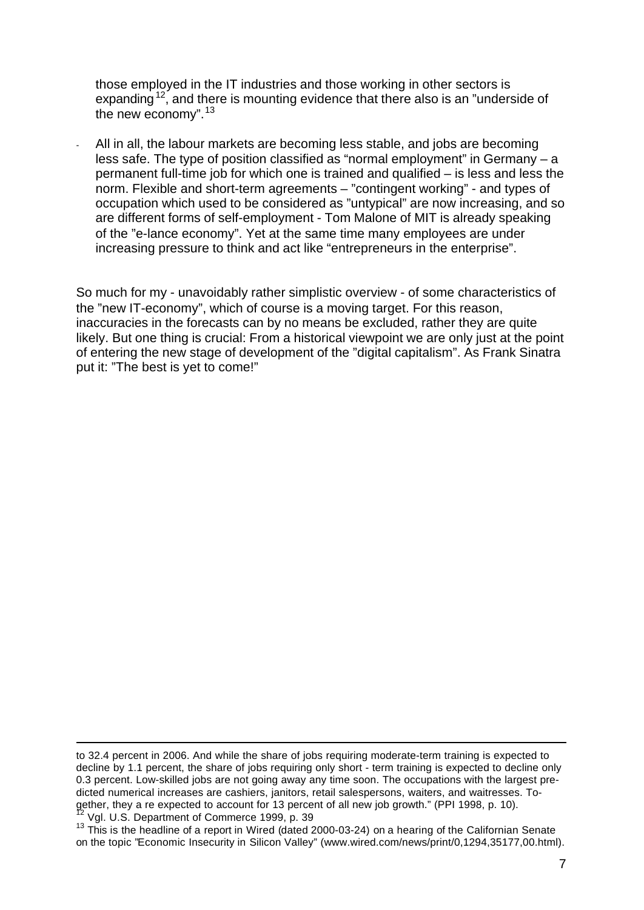those employed in the IT industries and those working in other sectors is expanding[12], and there is mounting evidence that there also is an "underside of the new economy".[13]

- All in all, the labour markets are becoming less stable, and jobs are becoming less safe. The type of position classified as "normal employment" in Germany – a permanent full-time job for which one is trained and qualified – is less and less the norm. Flexible and short-term agreements – "contingent working" - and types of occupation which used to be considered as "untypical" are now increasing, and so are different forms of self-employment - Tom Malone of MIT is already speaking of the "e-lance economy". Yet at the same time many employees are under increasing pressure to think and act like "entrepreneurs in the enterprise".

So much for my - unavoidably rather simplistic overview - of some characteristics of the "new IT-economy", which of course is a moving target. For this reason, inaccuracies in the forecasts can by no means be excluded, rather they are quite likely. But one thing is crucial: From a historical viewpoint we are only just at the point of entering the new stage of development of the "digital capitalism". As Frank Sinatra put it: "The best is yet to come!"

---

to 32.4 percent in 2006. And while the share of jobs requiring moderate-term training is expected to decline by 1.1 percent, the share of jobs requiring only short - term training is expected to decline only 0.3 percent. Low-skilled jobs are not going away any time soon. The occupations with the largest predicted numerical increases are cashiers, janitors, retail salespersons, waiters, and waitresses. Together, they a re expected to account for 13 percent of all new job growth." (PPI 1998, p. 10).

[12] Vgl. U.S. Department of Commerce 1999, p. 39

[13] This is the headline of a report in Wired (dated 2000-03-24) on a hearing of the Californian Senate on the topic "Economic Insecurity in Silicon Valley" (www.wired.com/news/print/0,1294,35177,00.html).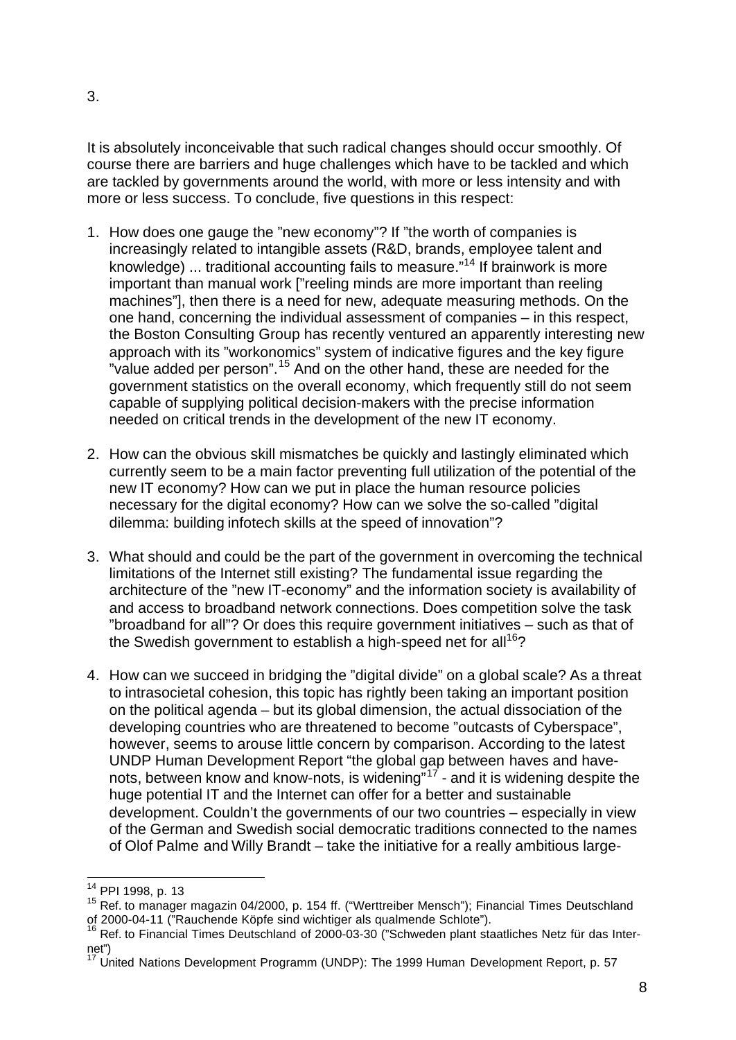3.

It is absolutely inconceivable that such radical changes should occur smoothly. Of course there are barriers and huge challenges which have to be tackled and which are tackled by governments around the world, with more or less intensity and with more or less success. To conclude, five questions in this respect:

1. How does one gauge the "new economy"? If "the worth of companies is increasingly related to intangible assets (R&D, brands, employee talent and knowledge) ... traditional accounting fails to measure."[14] If brainwork is more important than manual work ["reeling minds are more important than reeling machines"], then there is a need for new, adequate measuring methods. On the one hand, concerning the individual assessment of companies – in this respect, the Boston Consulting Group has recently ventured an apparently interesting new approach with its "workonomics" system of indicative figures and the key figure "value added per person".[15] And on the other hand, these are needed for the government statistics on the overall economy, which frequently still do not seem capable of supplying political decision-makers with the precise information needed on critical trends in the development of the new IT economy.

2. How can the obvious skill mismatches be quickly and lastingly eliminated which currently seem to be a main factor preventing full utilization of the potential of the new IT economy? How can we put in place the human resource policies necessary for the digital economy? How can we solve the so-called "digital dilemma: building infotech skills at the speed of innovation"?

3. What should and could be the part of the government in overcoming the technical limitations of the Internet still existing? The fundamental issue regarding the architecture of the "new IT-economy" and the information society is availability of and access to broadband network connections. Does competition solve the task "broadband for all"? Or does this require government initiatives – such as that of the Swedish government to establish a high-speed net for all[16]?

4. How can we succeed in bridging the "digital divide" on a global scale? As a threat to intrasocietal cohesion, this topic has rightly been taking an important position on the political agenda – but its global dimension, the actual dissociation of the developing countries who are threatened to become "outcasts of Cyberspace", however, seems to arouse little concern by comparison. According to the latest UNDP Human Development Report "the global gap between haves and have-nots, between know and know-nots, is widening"[17] - and it is widening despite the huge potential IT and the Internet can offer for a better and sustainable development. Couldn't the governments of our two countries – especially in view of the German and Swedish social democratic traditions connected to the names of Olof Palme and Willy Brandt – take the initiative for a really ambitious large-

---

[14] PPI 1998, p. 13

[15] Ref. to manager magazin 04/2000, p. 154 ff. ("Werttreiber Mensch"); Financial Times Deutschland of 2000-04-11 ("Rauchende Köpfe sind wichtiger als qualmende Schlote").

[16] Ref. to Financial Times Deutschland of 2000-03-30 ("Schweden plant staatliches Netz für das Internet")

[17] United Nations Development Programm (UNDP): The 1999 Human Development Report, p. 57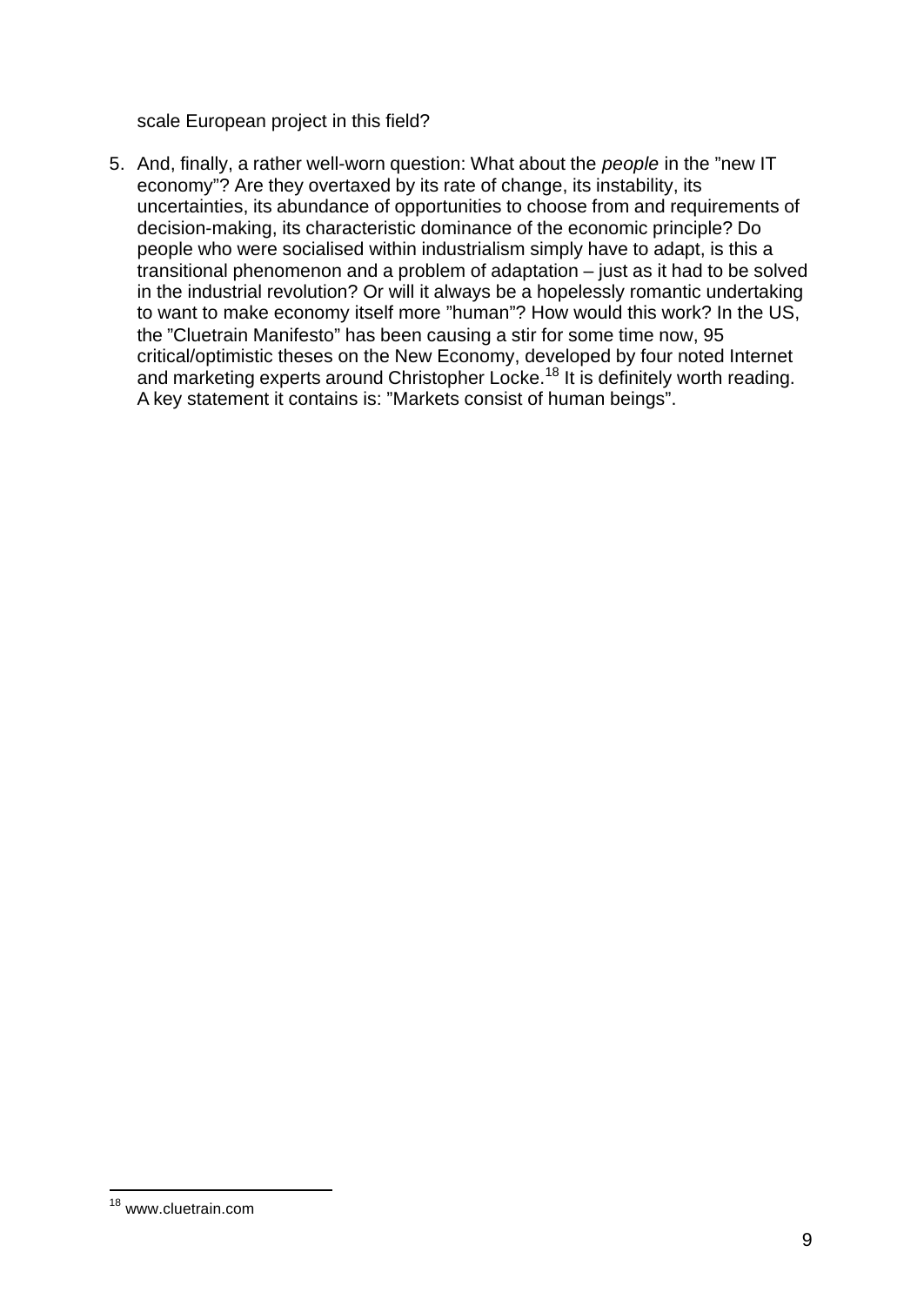scale European project in this field?

5. And, finally, a rather well-worn question: What about the *people* in the ”new IT economy”? Are they overtaxed by its rate of change, its instability, its uncertainties, its abundance of opportunities to choose from and requirements of decision-making, its characteristic dominance of the economic principle? Do people who were socialised within industrialism simply have to adapt, is this a transitional phenomenon and a problem of adaptation – just as it had to be solved in the industrial revolution? Or will it always be a hopelessly romantic undertaking to want to make economy itself more ”human”? How would this work? In the US, the ”Cluetrain Manifesto” has been causing a stir for some time now, 95 critical/optimistic theses on the New Economy, developed by four noted Internet and marketing experts around Christopher Locke.[18] It is definitely worth reading. A key statement it contains is: ”Markets consist of human beings”.

---

[18] www.cluetrain.com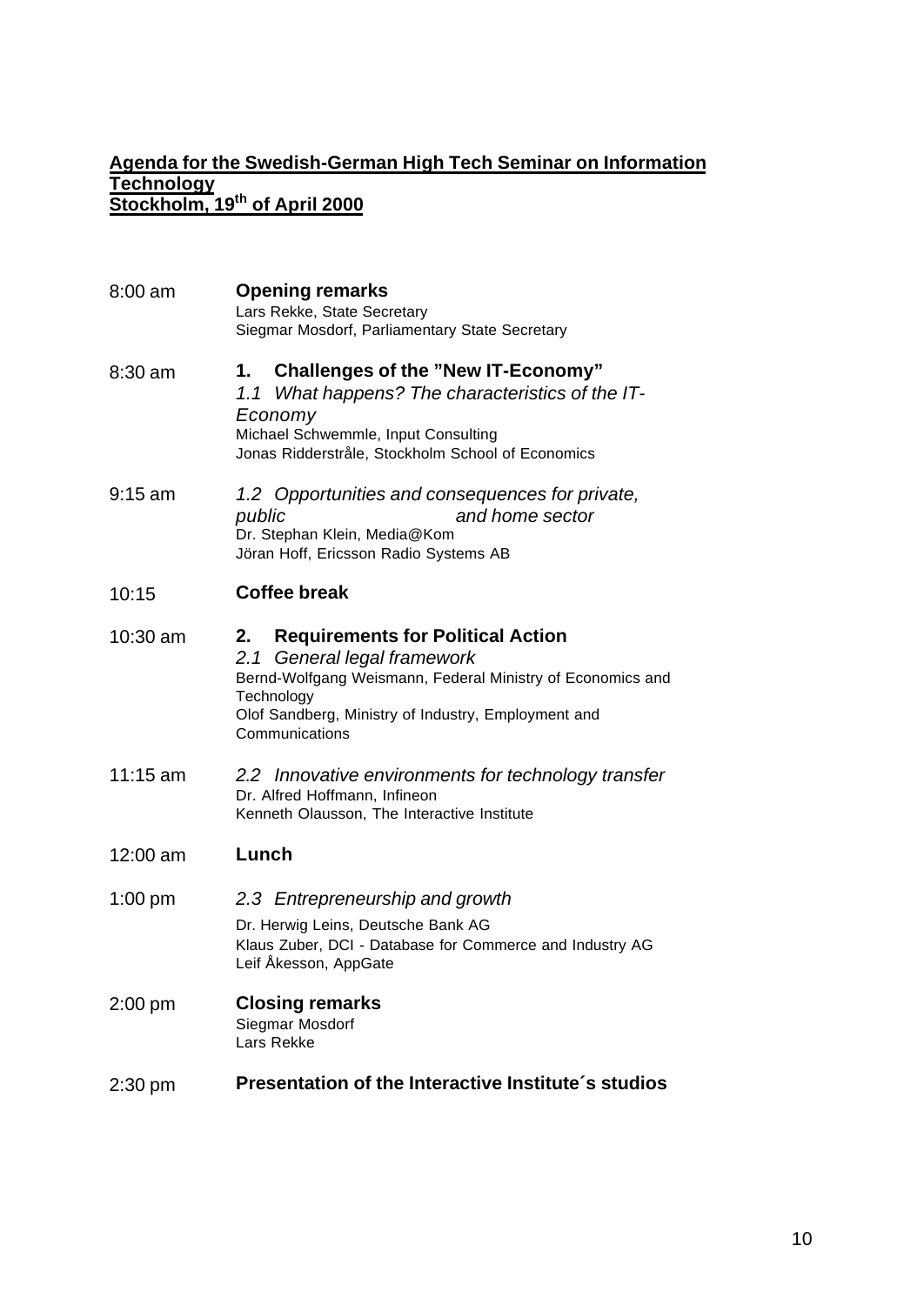**Agenda for the Swedish-German High Tech Seminar on Information Technology**
**Stockholm, 19th of April 2000**

| | |
|---|---|
| 8:00 am | **Opening remarks**<br>Lars Rekke, State Secretary<br>Siegmar Mosdorf, Parliamentary State Secretary |
| 8:30 am | **1. Challenges of the "New IT-Economy"**<br>*1.1 What happens? The characteristics of the IT-Economy*<br>Michael Schwemmle, Input Consulting<br>Jonas Ridderstråle, Stockholm School of Economics |
| 9:15 am | *1.2 Opportunities and consequences for private, public and home sector*<br>Dr. Stephan Klein, Media@Kom<br>Jöran Hoff, Ericsson Radio Systems AB |
| 10:15 | **Coffee break** |
| 10:30 am | **2. Requirements for Political Action**<br>*2.1 General legal framework*<br>Bernd-Wolfgang Weismann, Federal Ministry of Economics and Technology<br>Olof Sandberg, Ministry of Industry, Employment and Communications |
| 11:15 am | *2.2 Innovative environments for technology transfer*<br>Dr. Alfred Hoffmann, Infineon<br>Kenneth Olausson, The Interactive Institute |
| 12:00 am | **Lunch** |
| 1:00 pm | *2.3 Entrepreneurship and growth*<br>Dr. Herwig Leins, Deutsche Bank AG<br>Klaus Zuber, DCI - Database for Commerce and Industry AG<br>Leif Åkesson, AppGate |
| 2:00 pm | **Closing remarks**<br>Siegmar Mosdorf<br>Lars Rekke |
| 2:30 pm | **Presentation of the Interactive Institute´s studios** |